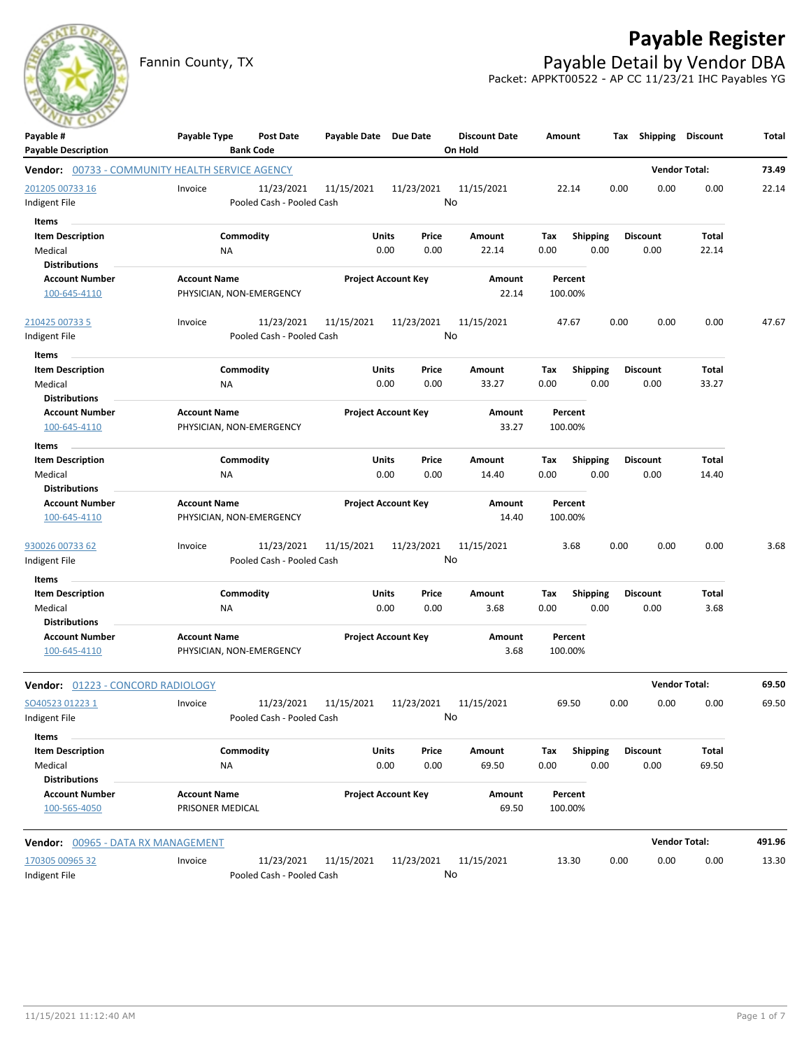# Payable Register

Fannin County, TX

## Payable Detail by Vendor DBA

Packet: APPKT00522 - AP CC 11/23/21 IHC Payables YG

| Payable # / Payable Description | Payable Type | Post Date / Bank Code | Payable Date | Due Date | Discount Date / On Hold | Amount | Tax | Shipping | Discount | Total |
|---|---|---|---|---|---|---|---|---|---|---|

**Vendor: 00733 - COMMUNITY HEALTH SERVICE AGENCY** — Vendor Total: 73.49

| Payable # | Payable Type | Post Date | Payable Date | Due Date | Discount Date | Amount | Tax | Shipping | Discount | Total |
|---|---|---|---|---|---|---|---|---|---|---|
| 201205 00733 16 | Invoice | 11/23/2021 | 11/15/2021 | 11/23/2021 | 11/15/2021 | 22.14 | 0.00 | 0.00 | 0.00 | 22.14 |
| Indigent File | | Pooled Cash - Pooled Cash | | | No | | | | | |

Items

| Item Description | Commodity | Units | Price | Amount | Tax | Shipping | Discount | Total |
|---|---|---|---|---|---|---|---|---|
| Medical | NA | 0.00 | 0.00 | 22.14 | 0.00 | 0.00 | 0.00 | 22.14 |

Distributions

| Account Number | Account Name | Project Account Key | Amount | Percent |
|---|---|---|---|---|
| 100-645-4110 | PHYSICIAN, NON-EMERGENCY | | 22.14 | 100.00% |

| Payable # | Payable Type | Post Date | Payable Date | Due Date | Discount Date | Amount | Tax | Shipping | Discount | Total |
|---|---|---|---|---|---|---|---|---|---|---|
| 210425 00733 5 | Invoice | 11/23/2021 | 11/15/2021 | 11/23/2021 | 11/15/2021 | 47.67 | 0.00 | 0.00 | 0.00 | 47.67 |
| Indigent File | | Pooled Cash - Pooled Cash | | | No | | | | | |

Items

| Item Description | Commodity | Units | Price | Amount | Tax | Shipping | Discount | Total |
|---|---|---|---|---|---|---|---|---|
| Medical | NA | 0.00 | 0.00 | 33.27 | 0.00 | 0.00 | 0.00 | 33.27 |

Distributions

| Account Number | Account Name | Project Account Key | Amount | Percent |
|---|---|---|---|---|
| 100-645-4110 | PHYSICIAN, NON-EMERGENCY | | 33.27 | 100.00% |

Items

| Item Description | Commodity | Units | Price | Amount | Tax | Shipping | Discount | Total |
|---|---|---|---|---|---|---|---|---|
| Medical | NA | 0.00 | 0.00 | 14.40 | 0.00 | 0.00 | 0.00 | 14.40 |

Distributions

| Account Number | Account Name | Project Account Key | Amount | Percent |
|---|---|---|---|---|
| 100-645-4110 | PHYSICIAN, NON-EMERGENCY | | 14.40 | 100.00% |

| Payable # | Payable Type | Post Date | Payable Date | Due Date | Discount Date | Amount | Tax | Shipping | Discount | Total |
|---|---|---|---|---|---|---|---|---|---|---|
| 930026 00733 62 | Invoice | 11/23/2021 | 11/15/2021 | 11/23/2021 | 11/15/2021 | 3.68 | 0.00 | 0.00 | 0.00 | 3.68 |
| Indigent File | | Pooled Cash - Pooled Cash | | | No | | | | | |

Items

| Item Description | Commodity | Units | Price | Amount | Tax | Shipping | Discount | Total |
|---|---|---|---|---|---|---|---|---|
| Medical | NA | 0.00 | 0.00 | 3.68 | 0.00 | 0.00 | 0.00 | 3.68 |

Distributions

| Account Number | Account Name | Project Account Key | Amount | Percent |
|---|---|---|---|---|
| 100-645-4110 | PHYSICIAN, NON-EMERGENCY | | 3.68 | 100.00% |

**Vendor: 01223 - CONCORD RADIOLOGY** — Vendor Total: 69.50

| Payable # | Payable Type | Post Date | Payable Date | Due Date | Discount Date | Amount | Tax | Shipping | Discount | Total |
|---|---|---|---|---|---|---|---|---|---|---|
| SO40523 01223 1 | Invoice | 11/23/2021 | 11/15/2021 | 11/23/2021 | 11/15/2021 | 69.50 | 0.00 | 0.00 | 0.00 | 69.50 |
| Indigent File | | Pooled Cash - Pooled Cash | | | No | | | | | |

Items

| Item Description | Commodity | Units | Price | Amount | Tax | Shipping | Discount | Total |
|---|---|---|---|---|---|---|---|---|
| Medical | NA | 0.00 | 0.00 | 69.50 | 0.00 | 0.00 | 0.00 | 69.50 |

Distributions

| Account Number | Account Name | Project Account Key | Amount | Percent |
|---|---|---|---|---|
| 100-565-4050 | PRISONER MEDICAL | | 69.50 | 100.00% |

**Vendor: 00965 - DATA RX MANAGEMENT** — Vendor Total: 491.96

| Payable # | Payable Type | Post Date | Payable Date | Due Date | Discount Date | Amount | Tax | Shipping | Discount | Total |
|---|---|---|---|---|---|---|---|---|---|---|
| 170305 00965 32 | Invoice | 11/23/2021 | 11/15/2021 | 11/23/2021 | 11/15/2021 | 13.30 | 0.00 | 0.00 | 0.00 | 13.30 |
| Indigent File | | Pooled Cash - Pooled Cash | | | No | | | | | |

11/15/2021 11:12:40 AM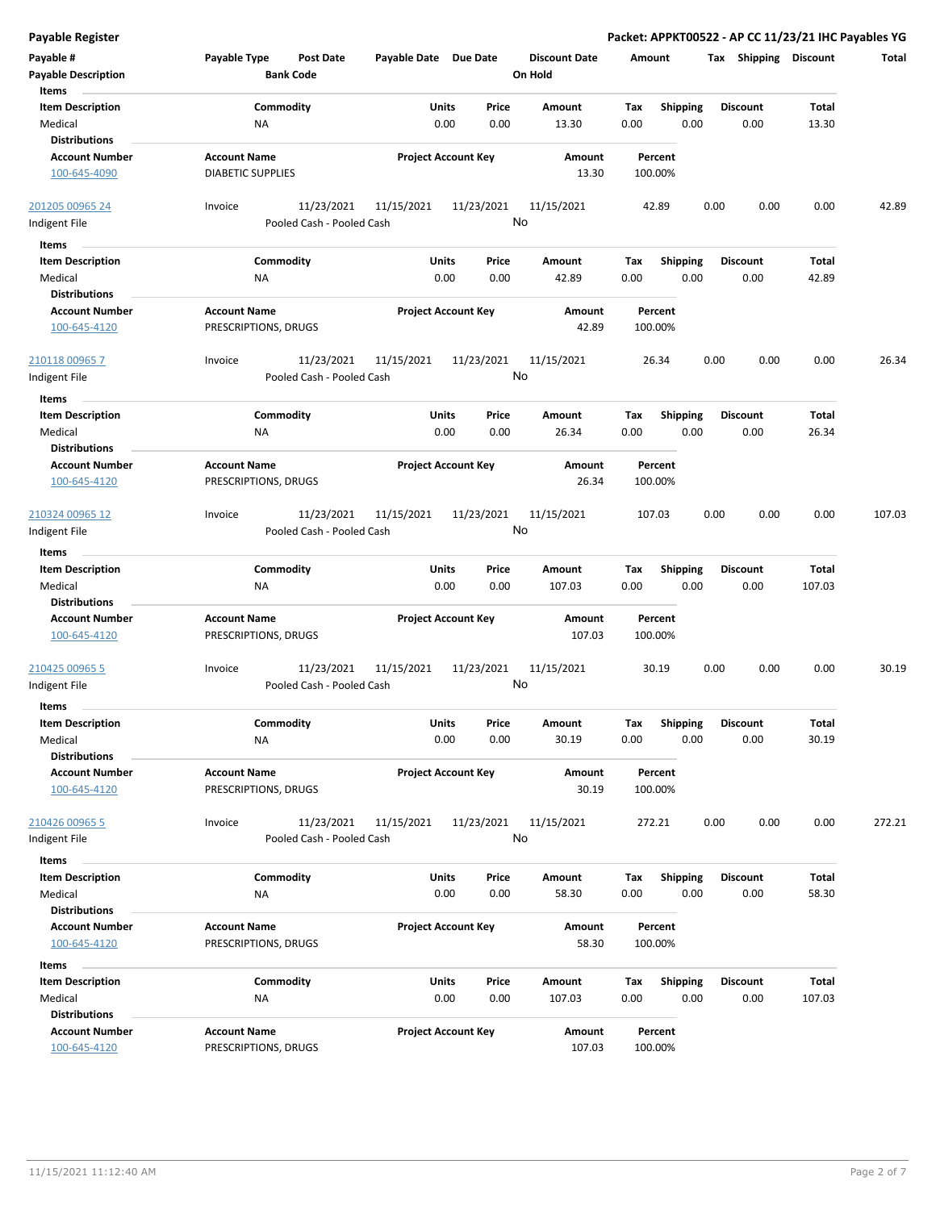## Payable Register

**Packet: APPKT00522 - AP CC 11/23/21 IHC Payables YG**

| Payable # | Payable Type | Post Date | Payable Date | Due Date | Discount Date | Amount | Tax | Shipping | Discount | Total |
|---|---|---|---|---|---|---|---|---|---|---|
| **Payable Description** | | **Bank Code** | | | **On Hold** | | | | | |

**Items**

| Item Description | Commodity | Units | Price | Amount | Tax | Shipping | Discount | Total |
|---|---|---|---|---|---|---|---|---|
| Medical | NA | 0.00 | 0.00 | 13.30 | 0.00 | 0.00 | 0.00 | 13.30 |

**Distributions**

| Account Number | Account Name | Project Account Key | Amount | Percent |
|---|---|---|---|---|
| 100-645-4090 | DIABETIC SUPPLIES | | 13.30 | 100.00% |

| Payable # | Payable Type | Post Date | Payable Date | Due Date | Discount Date | Amount | Tax | Shipping | Discount | Total |
|---|---|---|---|---|---|---|---|---|---|---|
| 201205 00965 24 | Invoice | 11/23/2021 | 11/15/2021 | 11/23/2021 | 11/15/2021 | 42.89 | 0.00 | 0.00 | 0.00 | 42.89 |
| Indigent File | | Pooled Cash - Pooled Cash | | | No | | | | | |

**Items**

| Item Description | Commodity | Units | Price | Amount | Tax | Shipping | Discount | Total |
|---|---|---|---|---|---|---|---|---|
| Medical | NA | 0.00 | 0.00 | 42.89 | 0.00 | 0.00 | 0.00 | 42.89 |

**Distributions**

| Account Number | Account Name | Project Account Key | Amount | Percent |
|---|---|---|---|---|
| 100-645-4120 | PRESCRIPTIONS, DRUGS | | 42.89 | 100.00% |

| Payable # | Payable Type | Post Date | Payable Date | Due Date | Discount Date | Amount | Tax | Shipping | Discount | Total |
|---|---|---|---|---|---|---|---|---|---|---|
| 210118 00965 7 | Invoice | 11/23/2021 | 11/15/2021 | 11/23/2021 | 11/15/2021 | 26.34 | 0.00 | 0.00 | 0.00 | 26.34 |
| Indigent File | | Pooled Cash - Pooled Cash | | | No | | | | | |

**Items**

| Item Description | Commodity | Units | Price | Amount | Tax | Shipping | Discount | Total |
|---|---|---|---|---|---|---|---|---|
| Medical | NA | 0.00 | 0.00 | 26.34 | 0.00 | 0.00 | 0.00 | 26.34 |

**Distributions**

| Account Number | Account Name | Project Account Key | Amount | Percent |
|---|---|---|---|---|
| 100-645-4120 | PRESCRIPTIONS, DRUGS | | 26.34 | 100.00% |

| Payable # | Payable Type | Post Date | Payable Date | Due Date | Discount Date | Amount | Tax | Shipping | Discount | Total |
|---|---|---|---|---|---|---|---|---|---|---|
| 210324 00965 12 | Invoice | 11/23/2021 | 11/15/2021 | 11/23/2021 | 11/15/2021 | 107.03 | 0.00 | 0.00 | 0.00 | 107.03 |
| Indigent File | | Pooled Cash - Pooled Cash | | | No | | | | | |

**Items**

| Item Description | Commodity | Units | Price | Amount | Tax | Shipping | Discount | Total |
|---|---|---|---|---|---|---|---|---|
| Medical | NA | 0.00 | 0.00 | 107.03 | 0.00 | 0.00 | 0.00 | 107.03 |

**Distributions**

| Account Number | Account Name | Project Account Key | Amount | Percent |
|---|---|---|---|---|
| 100-645-4120 | PRESCRIPTIONS, DRUGS | | 107.03 | 100.00% |

| Payable # | Payable Type | Post Date | Payable Date | Due Date | Discount Date | Amount | Tax | Shipping | Discount | Total |
|---|---|---|---|---|---|---|---|---|---|---|
| 210425 00965 5 | Invoice | 11/23/2021 | 11/15/2021 | 11/23/2021 | 11/15/2021 | 30.19 | 0.00 | 0.00 | 0.00 | 30.19 |
| Indigent File | | Pooled Cash - Pooled Cash | | | No | | | | | |

**Items**

| Item Description | Commodity | Units | Price | Amount | Tax | Shipping | Discount | Total |
|---|---|---|---|---|---|---|---|---|
| Medical | NA | 0.00 | 0.00 | 30.19 | 0.00 | 0.00 | 0.00 | 30.19 |

**Distributions**

| Account Number | Account Name | Project Account Key | Amount | Percent |
|---|---|---|---|---|
| 100-645-4120 | PRESCRIPTIONS, DRUGS | | 30.19 | 100.00% |

| Payable # | Payable Type | Post Date | Payable Date | Due Date | Discount Date | Amount | Tax | Shipping | Discount | Total |
|---|---|---|---|---|---|---|---|---|---|---|
| 210426 00965 5 | Invoice | 11/23/2021 | 11/15/2021 | 11/23/2021 | 11/15/2021 | 272.21 | 0.00 | 0.00 | 0.00 | 272.21 |
| Indigent File | | Pooled Cash - Pooled Cash | | | No | | | | | |

**Items**

| Item Description | Commodity | Units | Price | Amount | Tax | Shipping | Discount | Total |
|---|---|---|---|---|---|---|---|---|
| Medical | NA | 0.00 | 0.00 | 58.30 | 0.00 | 0.00 | 0.00 | 58.30 |

**Distributions**

| Account Number | Account Name | Project Account Key | Amount | Percent |
|---|---|---|---|---|
| 100-645-4120 | PRESCRIPTIONS, DRUGS | | 58.30 | 100.00% |

**Items**

| Item Description | Commodity | Units | Price | Amount | Tax | Shipping | Discount | Total |
|---|---|---|---|---|---|---|---|---|
| Medical | NA | 0.00 | 0.00 | 107.03 | 0.00 | 0.00 | 0.00 | 107.03 |

**Distributions**

| Account Number | Account Name | Project Account Key | Amount | Percent |
|---|---|---|---|---|
| 100-645-4120 | PRESCRIPTIONS, DRUGS | | 107.03 | 100.00% |

11/15/2021 11:12:40 AM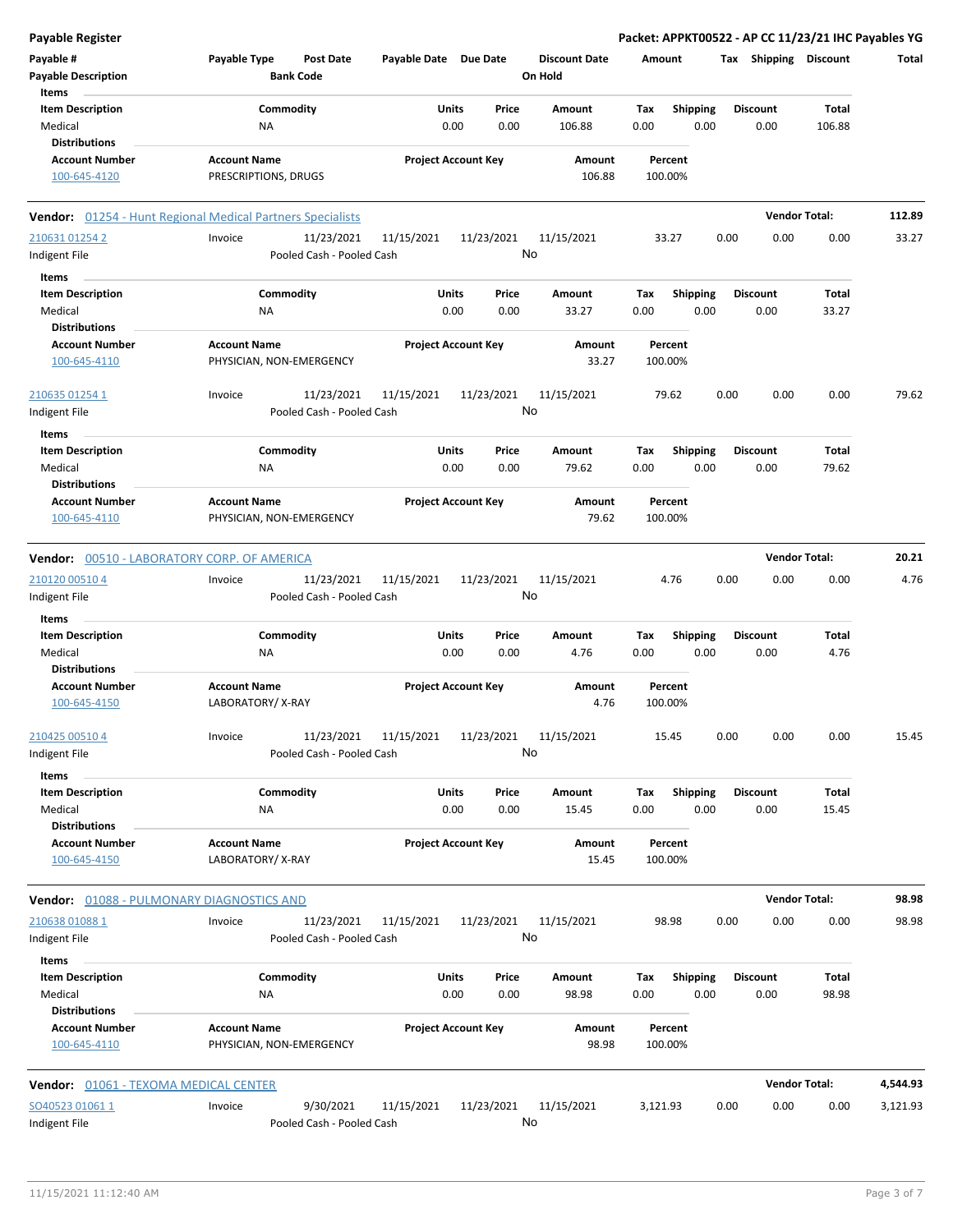**Payable Register** — **Packet: APPKT00522 - AP CC 11/23/21 IHC Payables YG**

| Payable # | Payable Type | Post Date | Payable Date | Due Date | Discount Date | Amount | Tax | Shipping | Discount | Total |
|---|---|---|---|---|---|---|---|---|---|---|
| Payable Description | | Bank Code | | | On Hold | | | | | |

Items

| Item Description | Commodity | Units | Price | Amount | Tax | Shipping | Discount | Total |
|---|---|---|---|---|---|---|---|---|
| Medical | NA | 0.00 | 0.00 | 106.88 | 0.00 | 0.00 | 0.00 | 106.88 |

Distributions

| Account Number | Account Name | Project Account Key | Amount | Percent |
|---|---|---|---|---|
| 100-645-4120 | PRESCRIPTIONS, DRUGS | | 106.88 | 100.00% |

**Vendor: 01254 - Hunt Regional Medical Partners Specialists** — **Vendor Total: 112.89**

| Payable # | Payable Type | Post Date | Payable Date | Due Date | Discount Date | Amount | Tax | Shipping | Discount | Total |
|---|---|---|---|---|---|---|---|---|---|---|
| 210631 01254 2 | Invoice | 11/23/2021 | 11/15/2021 | 11/23/2021 | 11/15/2021 | 33.27 | 0.00 | 0.00 | 0.00 | 33.27 |
| Indigent File | | Pooled Cash - Pooled Cash | | | No | | | | | |

Items

| Item Description | Commodity | Units | Price | Amount | Tax | Shipping | Discount | Total |
|---|---|---|---|---|---|---|---|---|
| Medical | NA | 0.00 | 0.00 | 33.27 | 0.00 | 0.00 | 0.00 | 33.27 |

Distributions

| Account Number | Account Name | Project Account Key | Amount | Percent |
|---|---|---|---|---|
| 100-645-4110 | PHYSICIAN, NON-EMERGENCY | | 33.27 | 100.00% |

| Payable # | Payable Type | Post Date | Payable Date | Due Date | Discount Date | Amount | Tax | Shipping | Discount | Total |
|---|---|---|---|---|---|---|---|---|---|---|
| 210635 01254 1 | Invoice | 11/23/2021 | 11/15/2021 | 11/23/2021 | 11/15/2021 | 79.62 | 0.00 | 0.00 | 0.00 | 79.62 |
| Indigent File | | Pooled Cash - Pooled Cash | | | No | | | | | |

Items

| Item Description | Commodity | Units | Price | Amount | Tax | Shipping | Discount | Total |
|---|---|---|---|---|---|---|---|---|
| Medical | NA | 0.00 | 0.00 | 79.62 | 0.00 | 0.00 | 0.00 | 79.62 |

Distributions

| Account Number | Account Name | Project Account Key | Amount | Percent |
|---|---|---|---|---|
| 100-645-4110 | PHYSICIAN, NON-EMERGENCY | | 79.62 | 100.00% |

**Vendor: 00510 - LABORATORY CORP. OF AMERICA** — **Vendor Total: 20.21**

| Payable # | Payable Type | Post Date | Payable Date | Due Date | Discount Date | Amount | Tax | Shipping | Discount | Total |
|---|---|---|---|---|---|---|---|---|---|---|
| 210120 00510 4 | Invoice | 11/23/2021 | 11/15/2021 | 11/23/2021 | 11/15/2021 | 4.76 | 0.00 | 0.00 | 0.00 | 4.76 |
| Indigent File | | Pooled Cash - Pooled Cash | | | No | | | | | |

Items

| Item Description | Commodity | Units | Price | Amount | Tax | Shipping | Discount | Total |
|---|---|---|---|---|---|---|---|---|
| Medical | NA | 0.00 | 0.00 | 4.76 | 0.00 | 0.00 | 0.00 | 4.76 |

Distributions

| Account Number | Account Name | Project Account Key | Amount | Percent |
|---|---|---|---|---|
| 100-645-4150 | LABORATORY/ X-RAY | | 4.76 | 100.00% |

| Payable # | Payable Type | Post Date | Payable Date | Due Date | Discount Date | Amount | Tax | Shipping | Discount | Total |
|---|---|---|---|---|---|---|---|---|---|---|
| 210425 00510 4 | Invoice | 11/23/2021 | 11/15/2021 | 11/23/2021 | 11/15/2021 | 15.45 | 0.00 | 0.00 | 0.00 | 15.45 |
| Indigent File | | Pooled Cash - Pooled Cash | | | No | | | | | |

Items

| Item Description | Commodity | Units | Price | Amount | Tax | Shipping | Discount | Total |
|---|---|---|---|---|---|---|---|---|
| Medical | NA | 0.00 | 0.00 | 15.45 | 0.00 | 0.00 | 0.00 | 15.45 |

Distributions

| Account Number | Account Name | Project Account Key | Amount | Percent |
|---|---|---|---|---|
| 100-645-4150 | LABORATORY/ X-RAY | | 15.45 | 100.00% |

**Vendor: 01088 - PULMONARY DIAGNOSTICS AND** — **Vendor Total: 98.98**

| Payable # | Payable Type | Post Date | Payable Date | Due Date | Discount Date | Amount | Tax | Shipping | Discount | Total |
|---|---|---|---|---|---|---|---|---|---|---|
| 210638 01088 1 | Invoice | 11/23/2021 | 11/15/2021 | 11/23/2021 | 11/15/2021 | 98.98 | 0.00 | 0.00 | 0.00 | 98.98 |
| Indigent File | | Pooled Cash - Pooled Cash | | | No | | | | | |

Items

| Item Description | Commodity | Units | Price | Amount | Tax | Shipping | Discount | Total |
|---|---|---|---|---|---|---|---|---|
| Medical | NA | 0.00 | 0.00 | 98.98 | 0.00 | 0.00 | 0.00 | 98.98 |

Distributions

| Account Number | Account Name | Project Account Key | Amount | Percent |
|---|---|---|---|---|
| 100-645-4110 | PHYSICIAN, NON-EMERGENCY | | 98.98 | 100.00% |

**Vendor: 01061 - TEXOMA MEDICAL CENTER** — **Vendor Total: 4,544.93**

| Payable # | Payable Type | Post Date | Payable Date | Due Date | Discount Date | Amount | Tax | Shipping | Discount | Total |
|---|---|---|---|---|---|---|---|---|---|---|
| SO40523 01061 1 | Invoice | 9/30/2021 | 11/15/2021 | 11/23/2021 | 11/15/2021 | 3,121.93 | 0.00 | 0.00 | 0.00 | 3,121.93 |
| Indigent File | | Pooled Cash - Pooled Cash | | | No | | | | | |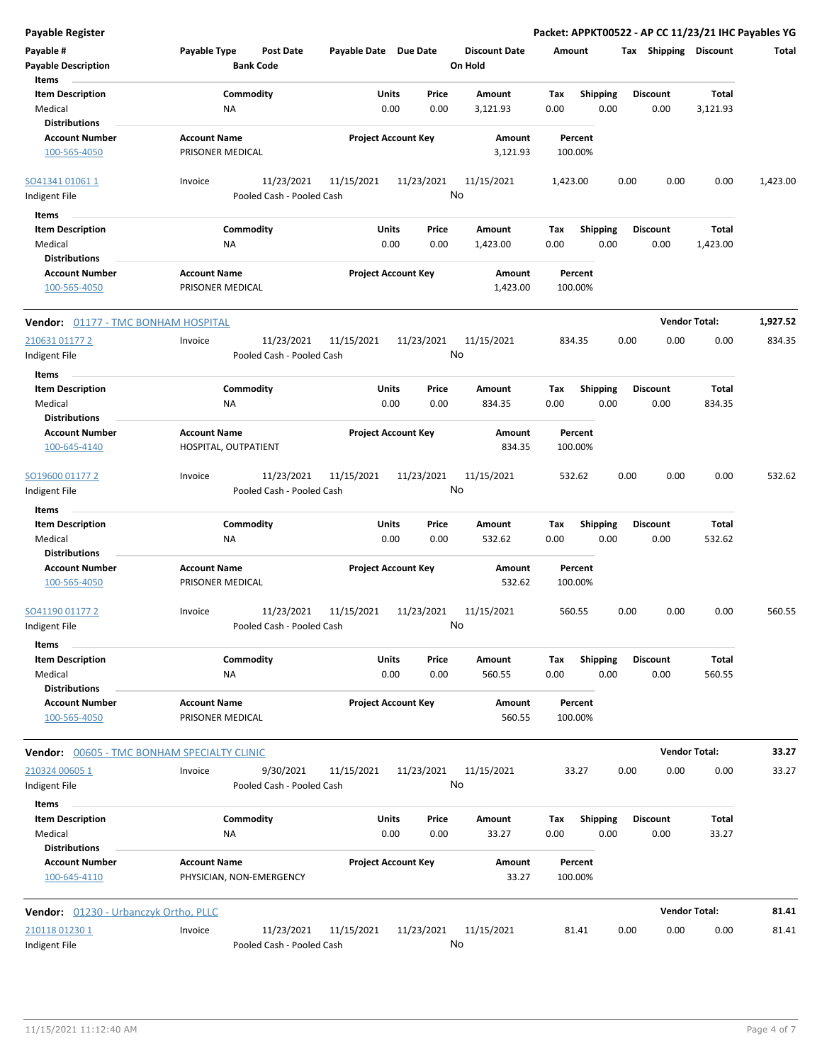**Payable Register** — **Packet: APPKT00522 - AP CC 11/23/21 IHC Payables YG**

| Payable # | Payable Type | Post Date | Payable Date | Due Date | Discount Date | Amount | Tax | Shipping | Discount | Total |
|---|---|---|---|---|---|---|---|---|---|---|
| Payable Description | | Bank Code | | | On Hold | | | | | |

Items

| Item Description | Commodity | Units | Price | Amount | Tax | Shipping | Discount | Total |
|---|---|---|---|---|---|---|---|---|
| Medical | NA | 0.00 | 0.00 | 3,121.93 | 0.00 | 0.00 | 0.00 | 3,121.93 |

Distributions

| Account Number | Account Name | Project Account Key | Amount | Percent |
|---|---|---|---|---|
| 100-565-4050 | PRISONER MEDICAL | | 3,121.93 | 100.00% |

| Payable # | Payable Type | Post Date | Payable Date | Due Date | Discount Date | Amount | Tax | Shipping | Discount | Total |
|---|---|---|---|---|---|---|---|---|---|---|
| SO41341 01061 1 | Invoice | 11/23/2021 | 11/15/2021 | 11/23/2021 | 11/15/2021 | 1,423.00 | 0.00 | 0.00 | 0.00 | 1,423.00 |
| Indigent File | | Pooled Cash - Pooled Cash | | | No | | | | | |

Items

| Item Description | Commodity | Units | Price | Amount | Tax | Shipping | Discount | Total |
|---|---|---|---|---|---|---|---|---|
| Medical | NA | 0.00 | 0.00 | 1,423.00 | 0.00 | 0.00 | 0.00 | 1,423.00 |

Distributions

| Account Number | Account Name | Project Account Key | Amount | Percent |
|---|---|---|---|---|
| 100-565-4050 | PRISONER MEDICAL | | 1,423.00 | 100.00% |

**Vendor: 01177 - TMC BONHAM HOSPITAL** — **Vendor Total: 1,927.52**

| Payable # | Payable Type | Post Date | Payable Date | Due Date | Discount Date | Amount | Tax | Shipping | Discount | Total |
|---|---|---|---|---|---|---|---|---|---|---|
| 210631 01177 2 | Invoice | 11/23/2021 | 11/15/2021 | 11/23/2021 | 11/15/2021 | 834.35 | 0.00 | 0.00 | 0.00 | 834.35 |
| Indigent File | | Pooled Cash - Pooled Cash | | | No | | | | | |

Items

| Item Description | Commodity | Units | Price | Amount | Tax | Shipping | Discount | Total |
|---|---|---|---|---|---|---|---|---|
| Medical | NA | 0.00 | 0.00 | 834.35 | 0.00 | 0.00 | 0.00 | 834.35 |

Distributions

| Account Number | Account Name | Project Account Key | Amount | Percent |
|---|---|---|---|---|
| 100-645-4140 | HOSPITAL, OUTPATIENT | | 834.35 | 100.00% |

| Payable # | Payable Type | Post Date | Payable Date | Due Date | Discount Date | Amount | Tax | Shipping | Discount | Total |
|---|---|---|---|---|---|---|---|---|---|---|
| SO19600 01177 2 | Invoice | 11/23/2021 | 11/15/2021 | 11/23/2021 | 11/15/2021 | 532.62 | 0.00 | 0.00 | 0.00 | 532.62 |
| Indigent File | | Pooled Cash - Pooled Cash | | | No | | | | | |

Items

| Item Description | Commodity | Units | Price | Amount | Tax | Shipping | Discount | Total |
|---|---|---|---|---|---|---|---|---|
| Medical | NA | 0.00 | 0.00 | 532.62 | 0.00 | 0.00 | 0.00 | 532.62 |

Distributions

| Account Number | Account Name | Project Account Key | Amount | Percent |
|---|---|---|---|---|
| 100-565-4050 | PRISONER MEDICAL | | 532.62 | 100.00% |

| Payable # | Payable Type | Post Date | Payable Date | Due Date | Discount Date | Amount | Tax | Shipping | Discount | Total |
|---|---|---|---|---|---|---|---|---|---|---|
| SO41190 01177 2 | Invoice | 11/23/2021 | 11/15/2021 | 11/23/2021 | 11/15/2021 | 560.55 | 0.00 | 0.00 | 0.00 | 560.55 |
| Indigent File | | Pooled Cash - Pooled Cash | | | No | | | | | |

Items

| Item Description | Commodity | Units | Price | Amount | Tax | Shipping | Discount | Total |
|---|---|---|---|---|---|---|---|---|
| Medical | NA | 0.00 | 0.00 | 560.55 | 0.00 | 0.00 | 0.00 | 560.55 |

Distributions

| Account Number | Account Name | Project Account Key | Amount | Percent |
|---|---|---|---|---|
| 100-565-4050 | PRISONER MEDICAL | | 560.55 | 100.00% |

**Vendor: 00605 - TMC BONHAM SPECIALTY CLINIC** — **Vendor Total: 33.27**

| Payable # | Payable Type | Post Date | Payable Date | Due Date | Discount Date | Amount | Tax | Shipping | Discount | Total |
|---|---|---|---|---|---|---|---|---|---|---|
| 210324 00605 1 | Invoice | 9/30/2021 | 11/15/2021 | 11/23/2021 | 11/15/2021 | 33.27 | 0.00 | 0.00 | 0.00 | 33.27 |
| Indigent File | | Pooled Cash - Pooled Cash | | | No | | | | | |

Items

| Item Description | Commodity | Units | Price | Amount | Tax | Shipping | Discount | Total |
|---|---|---|---|---|---|---|---|---|
| Medical | NA | 0.00 | 0.00 | 33.27 | 0.00 | 0.00 | 0.00 | 33.27 |

Distributions

| Account Number | Account Name | Project Account Key | Amount | Percent |
|---|---|---|---|---|
| 100-645-4110 | PHYSICIAN, NON-EMERGENCY | | 33.27 | 100.00% |

**Vendor: 01230 - Urbanczyk Ortho, PLLC** — **Vendor Total: 81.41**

| Payable # | Payable Type | Post Date | Payable Date | Due Date | Discount Date | Amount | Tax | Shipping | Discount | Total |
|---|---|---|---|---|---|---|---|---|---|---|
| 210118 01230 1 | Invoice | 11/23/2021 | 11/15/2021 | 11/23/2021 | 11/15/2021 | 81.41 | 0.00 | 0.00 | 0.00 | 81.41 |
| Indigent File | | Pooled Cash - Pooled Cash | | | No | | | | | |

11/15/2021 11:12:40 AM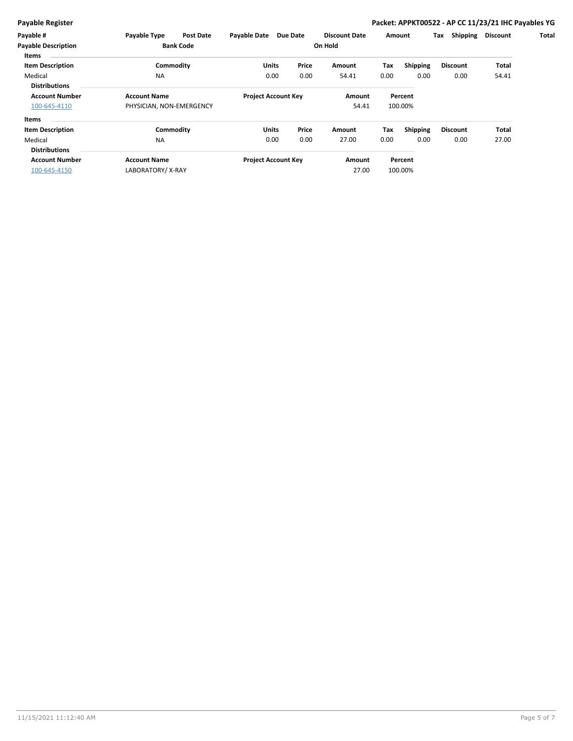**Payable Register**

**Packet: APPKT00522 - AP CC 11/23/21 IHC Payables YG**

| Payable # | Payable Type | Post Date | Payable Date | Due Date | Discount Date | Amount | Tax | Shipping | Discount | Total |
|---|---|---|---|---|---|---|---|---|---|---|
| **Payable Description** | | **Bank Code** | | | **On Hold** | | | | | |

**Items**

| Item Description | Commodity | Units | Price | Amount | Tax | Shipping | Discount | Total |
|---|---|---|---|---|---|---|---|---|
| Medical | NA | 0.00 | 0.00 | 54.41 | 0.00 | 0.00 | 0.00 | 54.41 |

**Distributions**

| Account Number | Account Name | Project Account Key | Amount | Percent |
|---|---|---|---|---|
| 100-645-4110 | PHYSICIAN, NON-EMERGENCY | | 54.41 | 100.00% |

**Items**

| Item Description | Commodity | Units | Price | Amount | Tax | Shipping | Discount | Total |
|---|---|---|---|---|---|---|---|---|
| Medical | NA | 0.00 | 0.00 | 27.00 | 0.00 | 0.00 | 0.00 | 27.00 |

**Distributions**

| Account Number | Account Name | Project Account Key | Amount | Percent |
|---|---|---|---|---|
| 100-645-4150 | LABORATORY/ X-RAY | | 27.00 | 100.00% |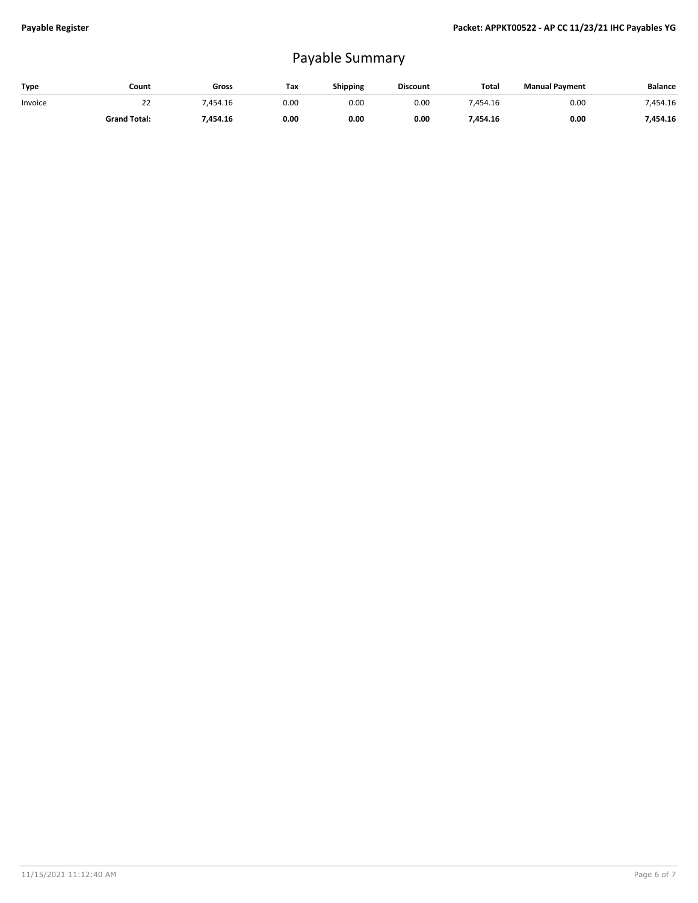# Payable Summary

| Type | Count | Gross | Tax | Shipping | Discount | Total | Manual Payment | Balance |
|---|---|---|---|---|---|---|---|---|
| Invoice | 22 | 7,454.16 | 0.00 | 0.00 | 0.00 | 7,454.16 | 0.00 | 7,454.16 |
| | **Grand Total:** | **7,454.16** | **0.00** | **0.00** | **0.00** | **7,454.16** | **0.00** | **7,454.16** |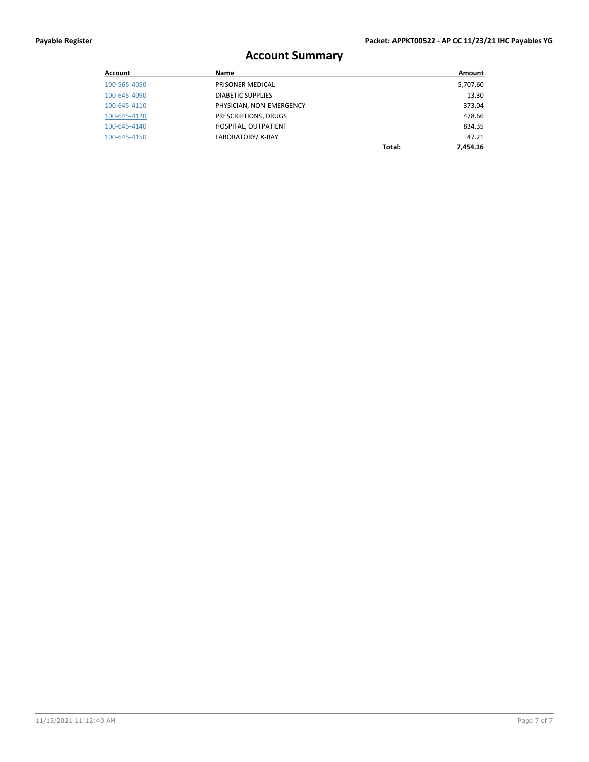# Account Summary

| Account | Name | | Amount |
| --- | --- | --- | --- |
| 100-565-4050 | PRISONER MEDICAL | | 5,707.60 |
| 100-645-4090 | DIABETIC SUPPLIES | | 13.30 |
| 100-645-4110 | PHYSICIAN, NON-EMERGENCY | | 373.04 |
| 100-645-4120 | PRESCRIPTIONS, DRUGS | | 478.66 |
| 100-645-4140 | HOSPITAL, OUTPATIENT | | 834.35 |
| 100-645-4150 | LABORATORY/ X-RAY | | 47.21 |
| | | **Total:** | **7,454.16** |